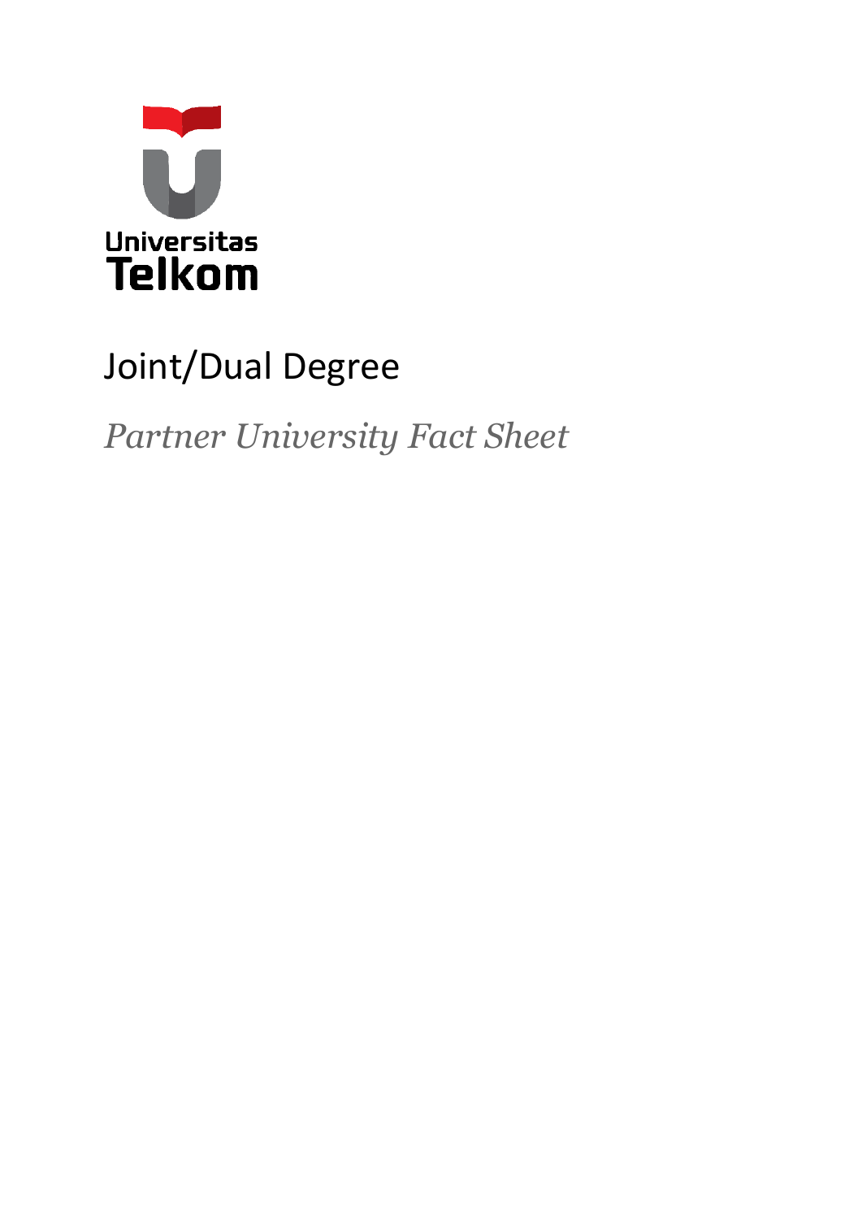Universitas
Telkom

# Joint/Dual Degree

*Partner University Fact Sheet*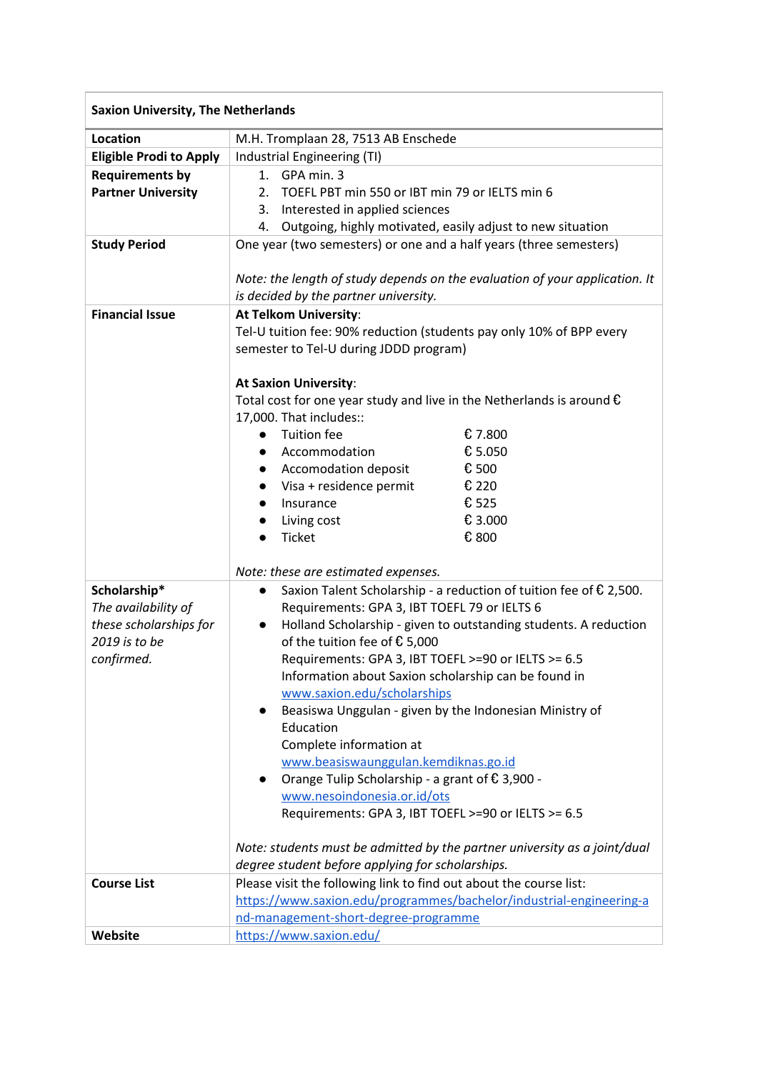| Saxion University, The Netherlands | |
|---|---|
| **Location** | M.H. Tromplaan 28, 7513 AB Enschede |
| **Eligible Prodi to Apply** | Industrial Engineering (TI) |
| **Requirements by Partner University** | 1. GPA min. 3<br>2. TOEFL PBT min 550 or IBT min 79 or IELTS min 6<br>3. Interested in applied sciences<br>4. Outgoing, highly motivated, easily adjust to new situation |
| **Study Period** | One year (two semesters) or one and a half years (three semesters)<br><br>*Note: the length of study depends on the evaluation of your application. It is decided by the partner university.* |
| **Financial Issue** | **At Telkom University**:<br>Tel-U tuition fee: 90% reduction (students pay only 10% of BPP every semester to Tel-U during JDDD program)<br><br>**At Saxion University**:<br>Total cost for one year study and live in the Netherlands is around € 17,000. That includes::<br>• Tuition fee € 7.800<br>• Accommodation € 5.050<br>• Accomodation deposit € 500<br>• Visa + residence permit € 220<br>• Insurance € 525<br>• Living cost € 3.000<br>• Ticket € 800<br><br>*Note: these are estimated expenses.* |
| **Scholarship***<br>*The availability of these scholarships for 2019 is to be confirmed.* | • Saxion Talent Scholarship - a reduction of tuition fee of € 2,500. Requirements: GPA 3, IBT TOEFL 79 or IELTS 6<br>• Holland Scholarship - given to outstanding students. A reduction of the tuition fee of € 5,000<br>Requirements: GPA 3, IBT TOEFL >=90 or IELTS >= 6.5<br>Information about Saxion scholarship can be found in www.saxion.edu/scholarships<br>• Beasiswa Unggulan - given by the Indonesian Ministry of Education<br>Complete information at www.beasiswaunggulan.kemdiknas.go.id<br>• Orange Tulip Scholarship - a grant of € 3,900 - www.nesoindonesia.or.id/ots<br>Requirements: GPA 3, IBT TOEFL >=90 or IELTS >= 6.5<br><br>*Note: students must be admitted by the partner university as a joint/dual degree student before applying for scholarships.* |
| **Course List** | Please visit the following link to find out about the course list:<br>https://www.saxion.edu/programmes/bachelor/industrial-engineering-and-management-short-degree-programme |
| **Website** | https://www.saxion.edu/ |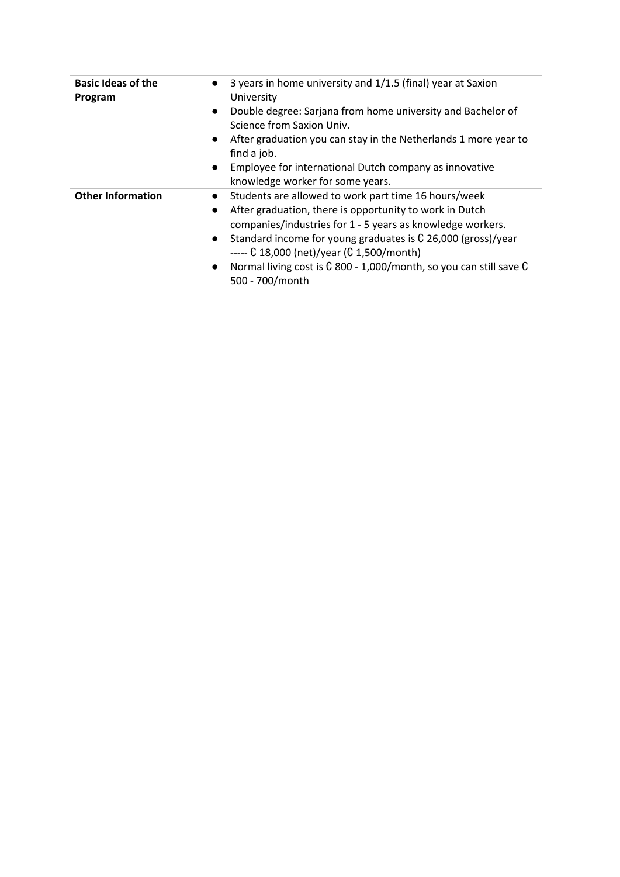| **Basic Ideas of the Program** | • 3 years in home university and 1/1.5 (final) year at Saxion University<br>• Double degree: Sarjana from home university and Bachelor of Science from Saxion Univ.<br>• After graduation you can stay in the Netherlands 1 more year to find a job.<br>• Employee for international Dutch company as innovative knowledge worker for some years. |
|---|---|
| **Other Information** | • Students are allowed to work part time 16 hours/week<br>• After graduation, there is opportunity to work in Dutch companies/industries for 1 - 5 years as knowledge workers.<br>• Standard income for young graduates is € 26,000 (gross)/year ----- € 18,000 (net)/year (€ 1,500/month)<br>• Normal living cost is € 800 - 1,000/month, so you can still save € 500 - 700/month |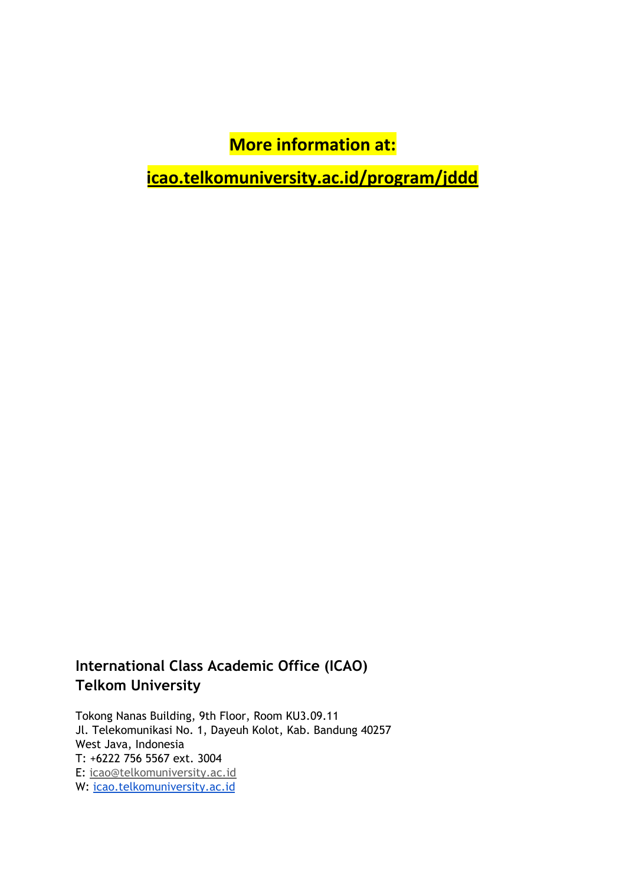**More information at:**

**icao.telkomuniversity.ac.id/program/jddd**

**International Class Academic Office (ICAO)**
**Telkom University**

Tokong Nanas Building, 9th Floor, Room KU3.09.11
Jl. Telekomunikasi No. 1, Dayeuh Kolot, Kab. Bandung 40257
West Java, Indonesia
T: +6222 756 5567 ext. 3004
E: icao@telkomuniversity.ac.id
W: icao.telkomuniversity.ac.id